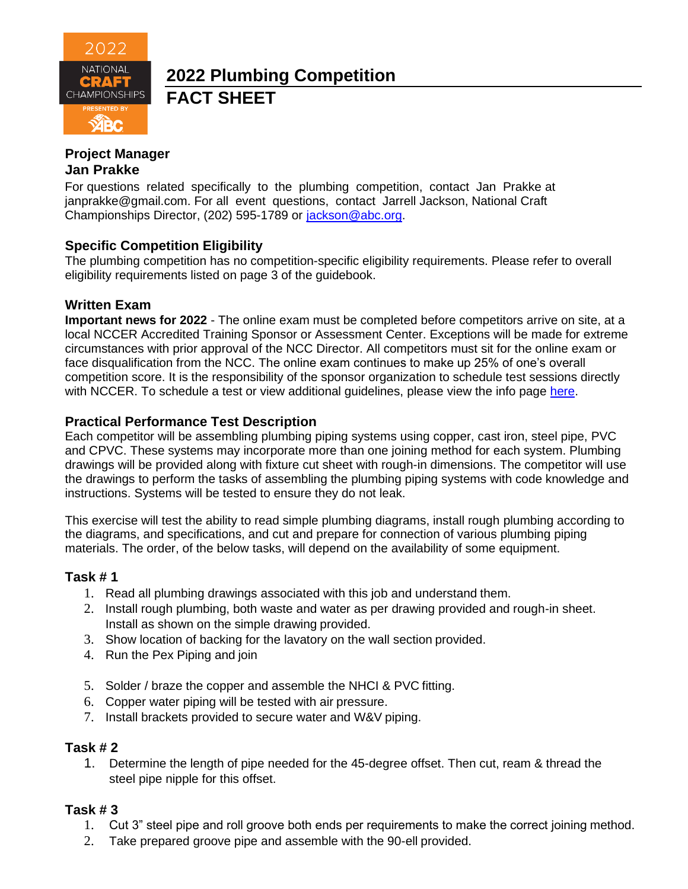# 2022 Plumbing Competition

# FACT SHEET

## Project Manager
## Jan Prakke

For questions related specifically to the plumbing competition, contact Jan Prakke at janprakke@gmail.com. For all event questions, contact Jarrell Jackson, National Craft Championships Director, (202) 595-1789 or [jackson@abc.org](mailto:jackson@abc.org).

### Specific Competition Eligibility

The plumbing competition has no competition-specific eligibility requirements. Please refer to overall eligibility requirements listed on page 3 of the guidebook.

### Written Exam

**Important news for 2022** - The online exam must be completed before competitors arrive on site, at a local NCCER Accredited Training Sponsor or Assessment Center. Exceptions will be made for extreme circumstances with prior approval of the NCC Director. All competitors must sit for the online exam or face disqualification from the NCC. The online exam continues to make up 25% of one's overall competition score. It is the responsibility of the sponsor organization to schedule test sessions directly with NCCER. To schedule a test or view additional guidelines, please view the info page here.

### Practical Performance Test Description

Each competitor will be assembling plumbing piping systems using copper, cast iron, steel pipe, PVC and CPVC. These systems may incorporate more than one joining method for each system. Plumbing drawings will be provided along with fixture cut sheet with rough-in dimensions. The competitor will use the drawings to perform the tasks of assembling the plumbing piping systems with code knowledge and instructions. Systems will be tested to ensure they do not leak.

This exercise will test the ability to read simple plumbing diagrams, install rough plumbing according to the diagrams, and specifications, and cut and prepare for connection of various plumbing piping materials. The order, of the below tasks, will depend on the availability of some equipment.

### Task # 1

1. Read all plumbing drawings associated with this job and understand them.
2. Install rough plumbing, both waste and water as per drawing provided and rough-in sheet. Install as shown on the simple drawing provided.
3. Show location of backing for the lavatory on the wall section provided.
4. Run the Pex Piping and join
5. Solder / braze the copper and assemble the NHCI & PVC fitting.
6. Copper water piping will be tested with air pressure.
7. Install brackets provided to secure water and W&V piping.

### Task # 2

1. Determine the length of pipe needed for the 45-degree offset. Then cut, ream & thread the steel pipe nipple for this offset.

### Task # 3

1. Cut 3" steel pipe and roll groove both ends per requirements to make the correct joining method.
2. Take prepared groove pipe and assemble with the 90-ell provided.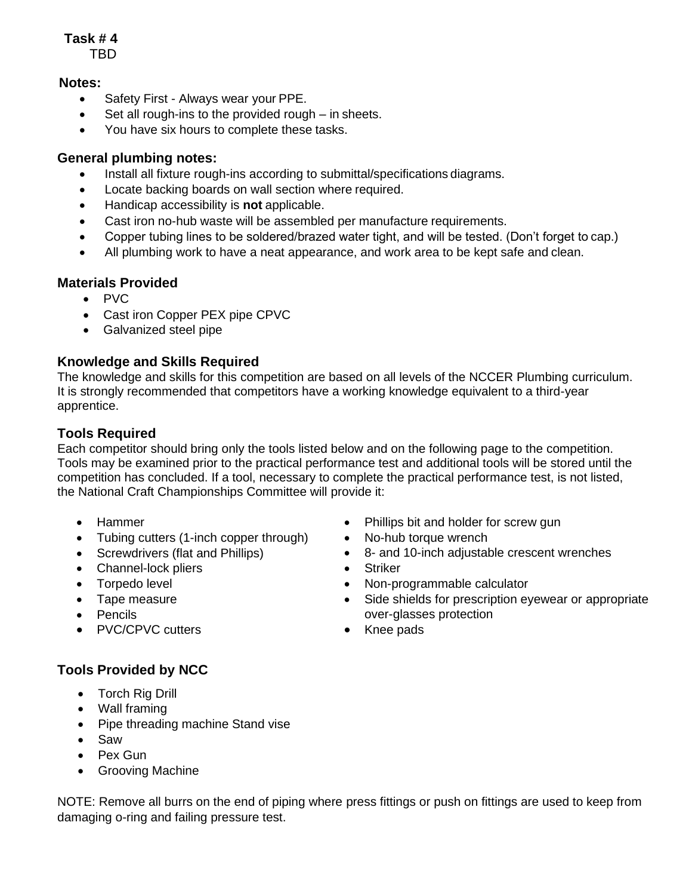**Task # 4**

TBD

**Notes:**

- Safety First - Always wear your PPE.
- Set all rough-ins to the provided rough – in sheets.
- You have six hours to complete these tasks.

## General plumbing notes:

- Install all fixture rough-ins according to submittal/specifications diagrams.
- Locate backing boards on wall section where required.
- Handicap accessibility is **not** applicable.
- Cast iron no-hub waste will be assembled per manufacture requirements.
- Copper tubing lines to be soldered/brazed water tight, and will be tested. (Don't forget to cap.)
- All plumbing work to have a neat appearance, and work area to be kept safe and clean.

## Materials Provided

- PVC
- Cast iron Copper PEX pipe CPVC
- Galvanized steel pipe

## Knowledge and Skills Required

The knowledge and skills for this competition are based on all levels of the NCCER Plumbing curriculum. It is strongly recommended that competitors have a working knowledge equivalent to a third-year apprentice.

## Tools Required

Each competitor should bring only the tools listed below and on the following page to the competition. Tools may be examined prior to the practical performance test and additional tools will be stored until the competition has concluded. If a tool, necessary to complete the practical performance test, is not listed, the National Craft Championships Committee will provide it:

- Hammer
- Tubing cutters (1-inch copper through)
- Screwdrivers (flat and Phillips)
- Channel-lock pliers
- Torpedo level
- Tape measure
- Pencils
- PVC/CPVC cutters
- Phillips bit and holder for screw gun
- No-hub torque wrench
- 8- and 10-inch adjustable crescent wrenches
- Striker
- Non-programmable calculator
- Side shields for prescription eyewear or appropriate over-glasses protection
- Knee pads

## Tools Provided by NCC

- Torch Rig Drill
- Wall framing
- Pipe threading machine Stand vise
- Saw
- Pex Gun
- Grooving Machine

NOTE: Remove all burrs on the end of piping where press fittings or push on fittings are used to keep from damaging o-ring and failing pressure test.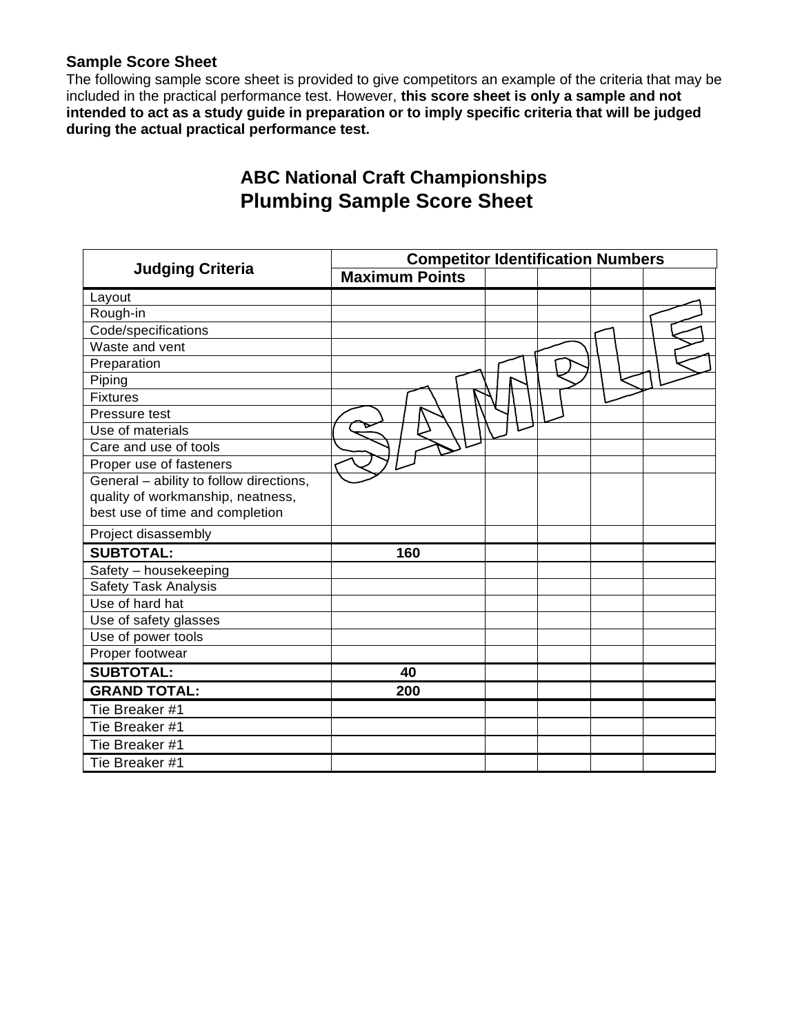**Sample Score Sheet**

The following sample score sheet is provided to give competitors an example of the criteria that may be included in the practical performance test. However, **this score sheet is only a sample and not intended to act as a study guide in preparation or to imply specific criteria that will be judged during the actual practical performance test.**

## ABC National Craft Championships
## Plumbing Sample Score Sheet

| Judging Criteria | Competitor Identification Numbers | | | | |
|---|---|---|---|---|---|
| | Maximum Points | | | | |
| Layout | | | | | |
| Rough-in | | | | | |
| Code/specifications | | | | | |
| Waste and vent | | | | | |
| Preparation | | | | | |
| Piping | | | | | |
| Fixtures | | | | | |
| Pressure test | | | | | |
| Use of materials | | | | | |
| Care and use of tools | | | | | |
| Proper use of fasteners | | | | | |
| General – ability to follow directions, quality of workmanship, neatness, best use of time and completion | | | | | |
| Project disassembly | | | | | |
| **SUBTOTAL:** | **160** | | | | |
| Safety – housekeeping | | | | | |
| Safety Task Analysis | | | | | |
| Use of hard hat | | | | | |
| Use of safety glasses | | | | | |
| Use of power tools | | | | | |
| Proper footwear | | | | | |
| **SUBTOTAL:** | **40** | | | | |
| **GRAND TOTAL:** | **200** | | | | |
| Tie Breaker #1 | | | | | |
| Tie Breaker #1 | | | | | |
| Tie Breaker #1 | | | | | |
| Tie Breaker #1 | | | | | |

SAMPLE